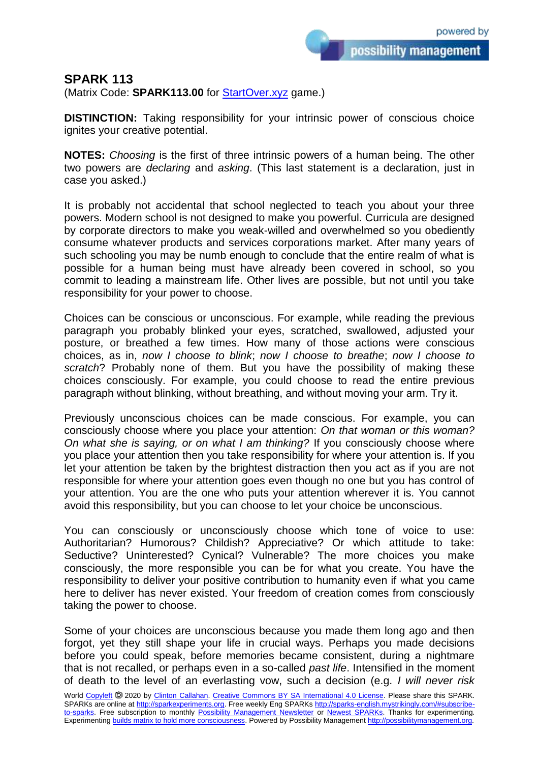# SPARK 113

(Matrix Code: **SPARK113.00** for [StartOver.xyz](StartOver.xyz) game.)

**DISTINCTION:** Taking responsibility for your intrinsic power of conscious choice ignites your creative potential.

**NOTES:** *Choosing* is the first of three intrinsic powers of a human being. The other two powers are *declaring* and *asking*. (This last statement is a declaration, just in case you asked.)

It is probably not accidental that school neglected to teach you about your three powers. Modern school is not designed to make you powerful. Curricula are designed by corporate directors to make you weak-willed and overwhelmed so you obediently consume whatever products and services corporations market. After many years of such schooling you may be numb enough to conclude that the entire realm of what is possible for a human being must have already been covered in school, so you commit to leading a mainstream life. Other lives are possible, but not until you take responsibility for your power to choose.

Choices can be conscious or unconscious. For example, while reading the previous paragraph you probably blinked your eyes, scratched, swallowed, adjusted your posture, or breathed a few times. How many of those actions were conscious choices, as in, *now I choose to blink*; *now I choose to breathe*; *now I choose to scratch*? Probably none of them. But you have the possibility of making these choices consciously. For example, you could choose to read the entire previous paragraph without blinking, without breathing, and without moving your arm. Try it.

Previously unconscious choices can be made conscious. For example, you can consciously choose where you place your attention: *On that woman or this woman? On what she is saying, or on what I am thinking?* If you consciously choose where you place your attention then you take responsibility for where your attention is. If you let your attention be taken by the brightest distraction then you act as if you are not responsible for where your attention goes even though no one but you has control of your attention. You are the one who puts your attention wherever it is. You cannot avoid this responsibility, but you can choose to let your choice be unconscious.

You can consciously or unconsciously choose which tone of voice to use: Authoritarian? Humorous? Childish? Appreciative? Or which attitude to take: Seductive? Uninterested? Cynical? Vulnerable? The more choices you make consciously, the more responsible you can be for what you create. You have the responsibility to deliver your positive contribution to humanity even if what you came here to deliver has never existed. Your freedom of creation comes from consciously taking the power to choose.

Some of your choices are unconscious because you made them long ago and then forgot, yet they still shape your life in crucial ways. Perhaps you made decisions before you could speak, before memories became consistent, during a nightmare that is not recalled, or perhaps even in a so-called *past life*. Intensified in the moment of death to the level of an everlasting vow, such a decision (e.g. *I will never risk*

World [Copyleft](Copyleft) 🄯 2020 by [Clinton Callahan](Clinton Callahan). [Creative Commons BY SA International 4.0 License](Creative Commons BY SA International 4.0 License). Please share this SPARK. SPARKs are online at [http://sparkexperiments.org](http://sparkexperiments.org). Free weekly Eng SPARKs [http://sparks-english.mystrikingly.com/#subscribe-to-sparks](http://sparks-english.mystrikingly.com/#subscribe-to-sparks). Free subscription to monthly [Possibility Management Newsletter](Possibility Management Newsletter) or [Newest SPARKs](Newest SPARKs). Thanks for experimenting. Experimenting [builds matrix to hold more consciousness](builds matrix to hold more consciousness). Powered by Possibility Management [http://possibilitymanagement.org](http://possibilitymanagement.org).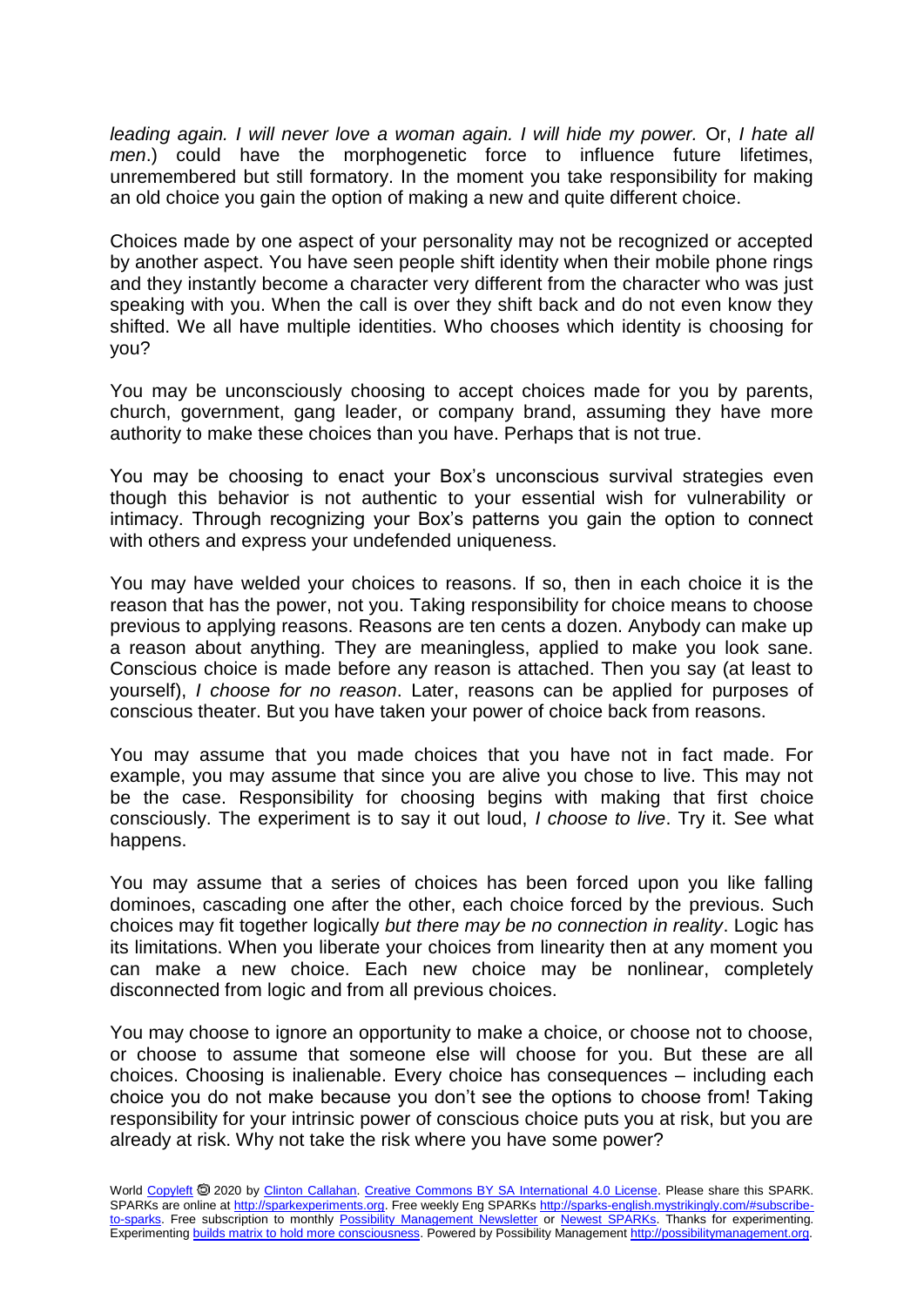*leading again. I will never love a woman again. I will hide my power.* Or, *I hate all men*.) could have the morphogenetic force to influence future lifetimes, unremembered but still formatory. In the moment you take responsibility for making an old choice you gain the option of making a new and quite different choice.

Choices made by one aspect of your personality may not be recognized or accepted by another aspect. You have seen people shift identity when their mobile phone rings and they instantly become a character very different from the character who was just speaking with you. When the call is over they shift back and do not even know they shifted. We all have multiple identities. Who chooses which identity is choosing for you?

You may be unconsciously choosing to accept choices made for you by parents, church, government, gang leader, or company brand, assuming they have more authority to make these choices than you have. Perhaps that is not true.

You may be choosing to enact your Box's unconscious survival strategies even though this behavior is not authentic to your essential wish for vulnerability or intimacy. Through recognizing your Box's patterns you gain the option to connect with others and express your undefended uniqueness.

You may have welded your choices to reasons. If so, then in each choice it is the reason that has the power, not you. Taking responsibility for choice means to choose previous to applying reasons. Reasons are ten cents a dozen. Anybody can make up a reason about anything. They are meaningless, applied to make you look sane. Conscious choice is made before any reason is attached. Then you say (at least to yourself), *I choose for no reason*. Later, reasons can be applied for purposes of conscious theater. But you have taken your power of choice back from reasons.

You may assume that you made choices that you have not in fact made. For example, you may assume that since you are alive you chose to live. This may not be the case. Responsibility for choosing begins with making that first choice consciously. The experiment is to say it out loud, *I choose to live*. Try it. See what happens.

You may assume that a series of choices has been forced upon you like falling dominoes, cascading one after the other, each choice forced by the previous. Such choices may fit together logically *but there may be no connection in reality*. Logic has its limitations. When you liberate your choices from linearity then at any moment you can make a new choice. Each new choice may be nonlinear, completely disconnected from logic and from all previous choices.

You may choose to ignore an opportunity to make a choice, or choose not to choose, or choose to assume that someone else will choose for you. But these are all choices. Choosing is inalienable. Every choice has consequences – including each choice you do not make because you don't see the options to choose from! Taking responsibility for your intrinsic power of conscious choice puts you at risk, but you are already at risk. Why not take the risk where you have some power?

World Copyleft 🄯 2020 by Clinton Callahan. Creative Commons BY SA International 4.0 License. Please share this SPARK. SPARKs are online at http://sparkexperiments.org. Free weekly Eng SPARKs http://sparks-english.mystrikingly.com/#subscribe-to-sparks. Free subscription to monthly Possibility Management Newsletter or Newest SPARKs. Thanks for experimenting. Experimenting builds matrix to hold more consciousness. Powered by Possibility Management http://possibilitymanagement.org.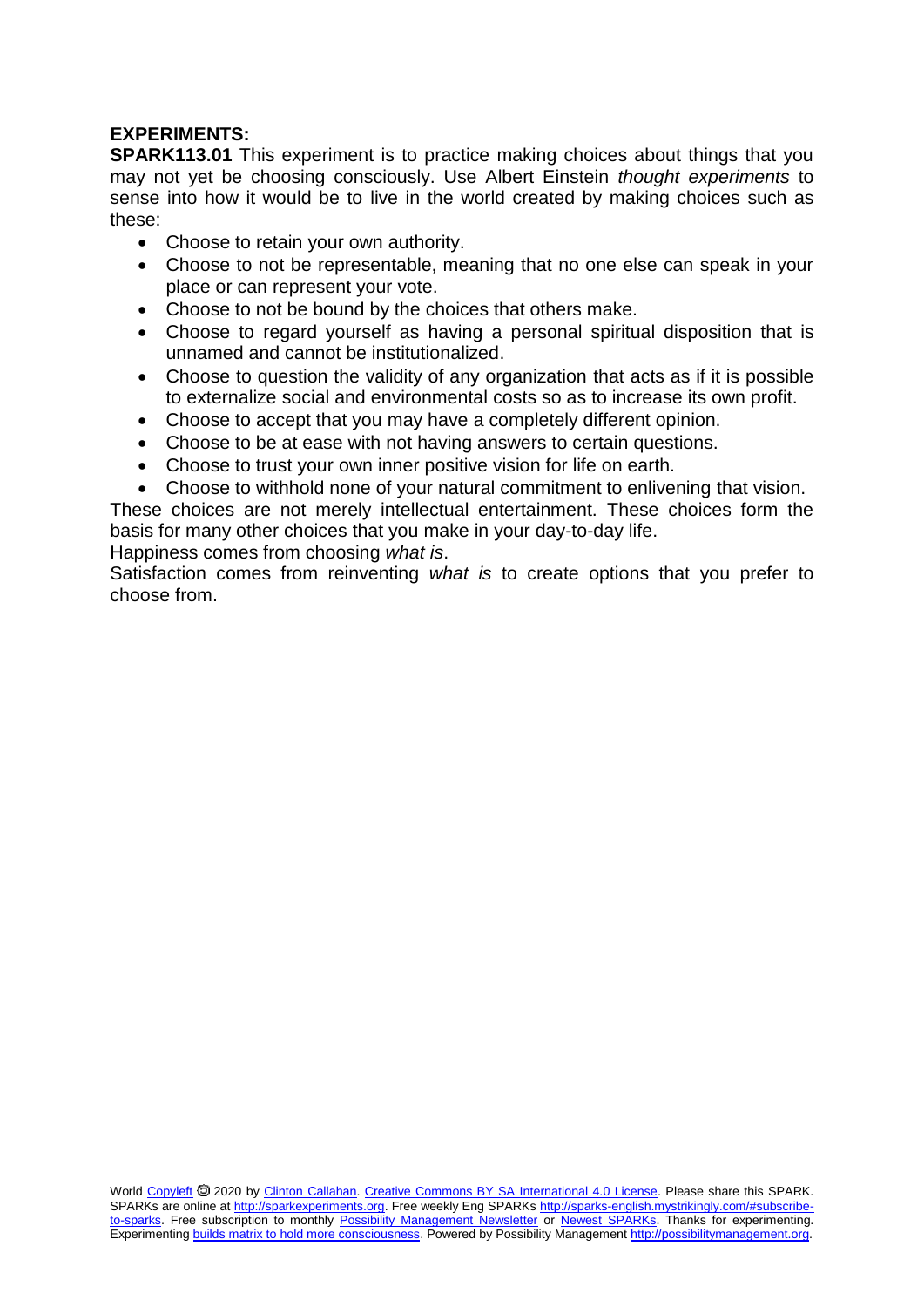**EXPERIMENTS:**

**SPARK113.01** This experiment is to practice making choices about things that you may not yet be choosing consciously. Use Albert Einstein *thought experiments* to sense into how it would be to live in the world created by making choices such as these:

- Choose to retain your own authority.
- Choose to not be representable, meaning that no one else can speak in your place or can represent your vote.
- Choose to not be bound by the choices that others make.
- Choose to regard yourself as having a personal spiritual disposition that is unnamed and cannot be institutionalized.
- Choose to question the validity of any organization that acts as if it is possible to externalize social and environmental costs so as to increase its own profit.
- Choose to accept that you may have a completely different opinion.
- Choose to be at ease with not having answers to certain questions.
- Choose to trust your own inner positive vision for life on earth.
- Choose to withhold none of your natural commitment to enlivening that vision.

These choices are not merely intellectual entertainment. These choices form the basis for many other choices that you make in your day-to-day life.

Happiness comes from choosing *what is*.

Satisfaction comes from reinventing *what is* to create options that you prefer to choose from.